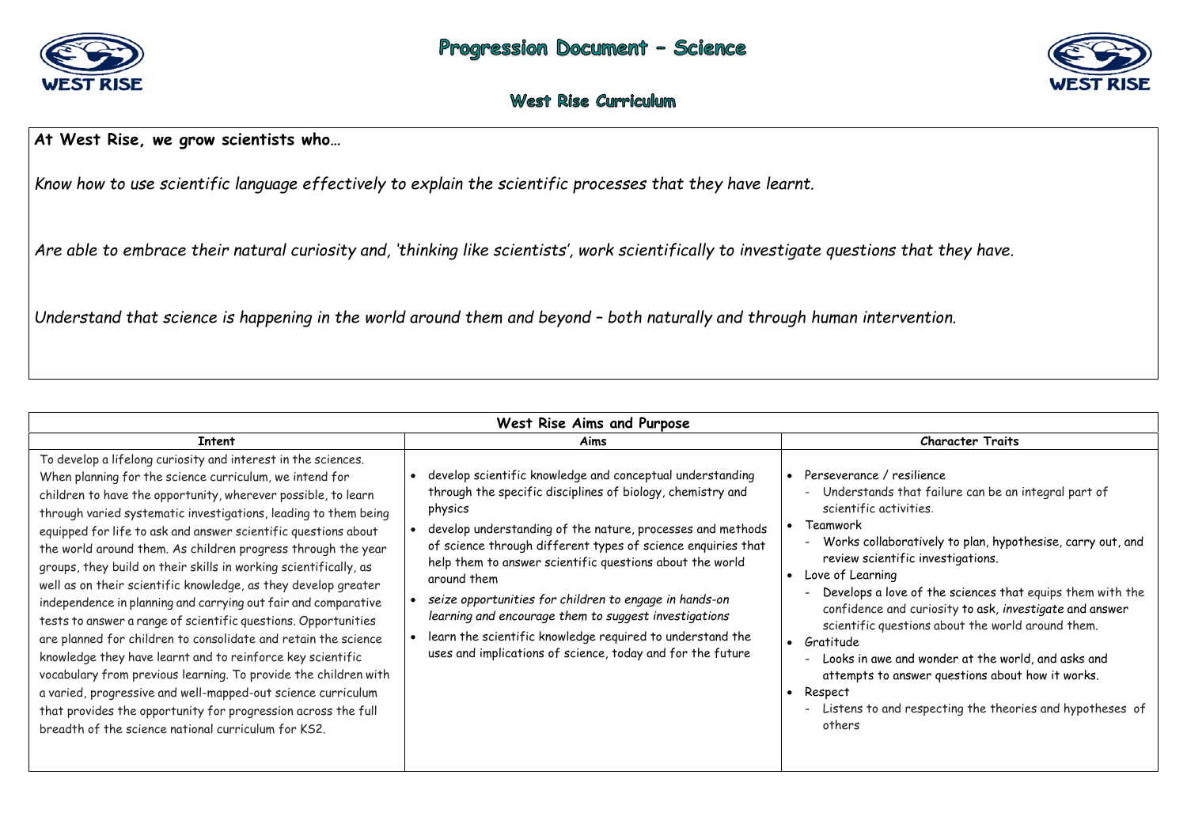# Progression Document – Science

## West Rise Curriculum

**At West Rise, we grow scientists who…**

*Know how to use scientific language effectively to explain the scientific processes that they have learnt.*

*Are able to embrace their natural curiosity and, 'thinking like scientists', work scientifically to investigate questions that they have.*

*Understand that science is happening in the world around them and beyond – both naturally and through human intervention.*

| West Rise Aims and Purpose | | |
|---|---|---|
| **Intent** | **Aims** | **Character Traits** |
| To develop a lifelong curiosity and interest in the sciences. When planning for the science curriculum, we intend for children to have the opportunity, wherever possible, to learn through varied systematic investigations, leading to them being equipped for life to ask and answer scientific questions about the world around them. As children progress through the year groups, they build on their skills in working scientifically, as well as on their scientific knowledge, as they develop greater independence in planning and carrying out fair and comparative tests to answer a range of scientific questions. Opportunities are planned for children to consolidate and retain the science knowledge they have learnt and to reinforce key scientific vocabulary from previous learning. To provide the children with a varied, progressive and well-mapped-out science curriculum that provides the opportunity for progression across the full breadth of the science national curriculum for KS2. | • develop scientific knowledge and conceptual understanding through the specific disciplines of biology, chemistry and physics<br>• develop understanding of the nature, processes and methods of science through different types of science enquiries that help them to answer scientific questions about the world around them<br>• *seize opportunities for children to engage in hands-on learning and encourage them to suggest investigations*<br>• learn the scientific knowledge required to understand the uses and implications of science, today and for the future | • Perseverance / resilience<br>- Understands that failure can be an integral part of scientific activities.<br>• Teamwork<br>- Works collaboratively to plan, hypothesise, carry out, and review scientific investigations.<br>• Love of Learning<br>- Develops a love of the sciences that equips them with the confidence and curiosity to ask, *investigate* and answer scientific questions about the world around them.<br>• Gratitude<br>- Looks in awe and wonder at the world, and asks and attempts to answer questions about how it works.<br>• Respect<br>- Listens to and respecting the theories and hypotheses of others |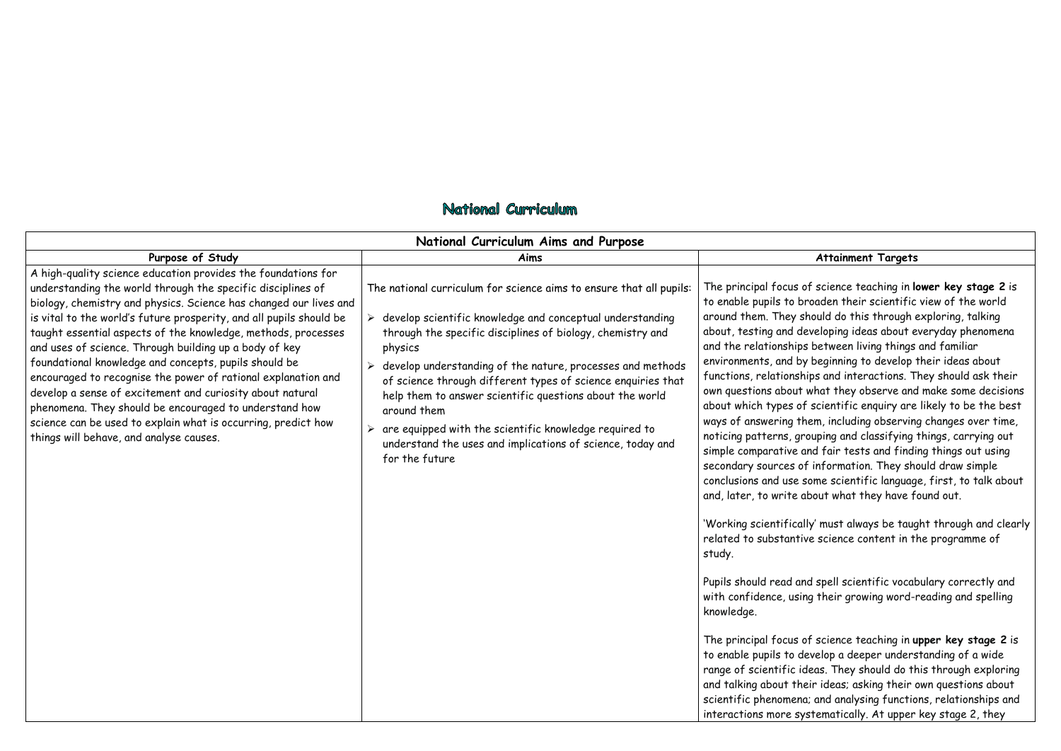# National Curriculum

| National Curriculum Aims and Purpose | | |
|---|---|---|
| **Purpose of Study** | **Aims** | **Attainment Targets** |
| A high-quality science education provides the foundations for understanding the world through the specific disciplines of biology, chemistry and physics. Science has changed our lives and is vital to the world's future prosperity, and all pupils should be taught essential aspects of the knowledge, methods, processes and uses of science. Through building up a body of key foundational knowledge and concepts, pupils should be encouraged to recognise the power of rational explanation and develop a sense of excitement and curiosity about natural phenomena. They should be encouraged to understand how science can be used to explain what is occurring, predict how things will behave, and analyse causes. | The national curriculum for science aims to ensure that all pupils:<br><br>➢ develop scientific knowledge and conceptual understanding through the specific disciplines of biology, chemistry and physics<br>➢ develop understanding of the nature, processes and methods of science through different types of science enquiries that help them to answer scientific questions about the world around them<br>➢ are equipped with the scientific knowledge required to understand the uses and implications of science, today and for the future | The principal focus of science teaching in **lower key stage 2** is to enable pupils to broaden their scientific view of the world around them. They should do this through exploring, talking about, testing and developing ideas about everyday phenomena and the relationships between living things and familiar environments, and by beginning to develop their ideas about functions, relationships and interactions. They should ask their own questions about what they observe and make some decisions about which types of scientific enquiry are likely to be the best ways of answering them, including observing changes over time, noticing patterns, grouping and classifying things, carrying out simple comparative and fair tests and finding things out using secondary sources of information. They should draw simple conclusions and use some scientific language, first, to talk about and, later, to write about what they have found out.<br><br>'Working scientifically' must always be taught through and clearly related to substantive science content in the programme of study.<br><br>Pupils should read and spell scientific vocabulary correctly and with confidence, using their growing word-reading and spelling knowledge.<br><br>The principal focus of science teaching in **upper key stage 2** is to enable pupils to develop a deeper understanding of a wide range of scientific ideas. They should do this through exploring and talking about their ideas; asking their own questions about scientific phenomena; and analysing functions, relationships and interactions more systematically. At upper key stage 2, they |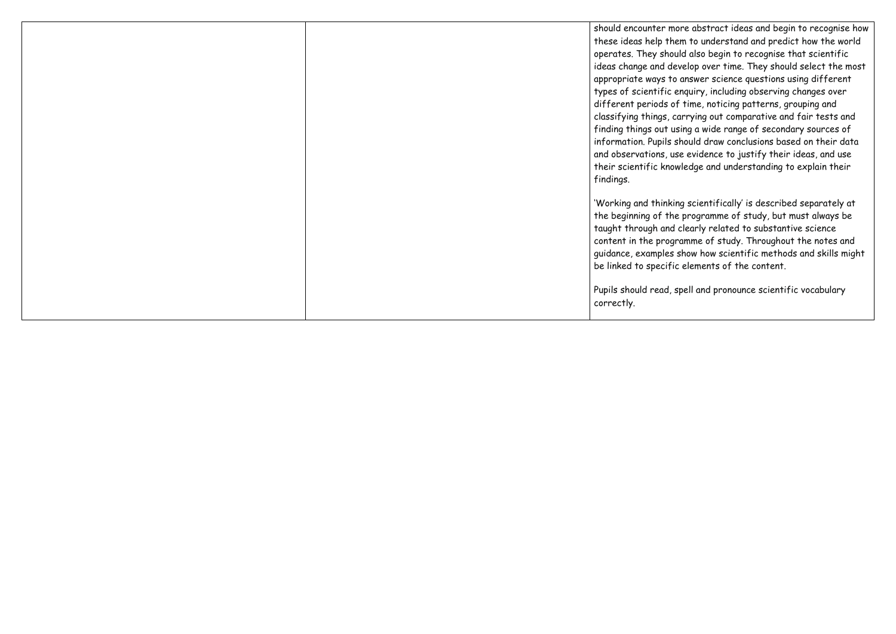|  |  | should encounter more abstract ideas and begin to recognise how these ideas help them to understand and predict how the world operates. They should also begin to recognise that scientific ideas change and develop over time. They should select the most appropriate ways to answer science questions using different types of scientific enquiry, including observing changes over different periods of time, noticing patterns, grouping and classifying things, carrying out comparative and fair tests and finding things out using a wide range of secondary sources of information. Pupils should draw conclusions based on their data and observations, use evidence to justify their ideas, and use their scientific knowledge and understanding to explain their findings.<br><br>'Working and thinking scientifically' is described separately at the beginning of the programme of study, but must always be taught through and clearly related to substantive science content in the programme of study. Throughout the notes and guidance, examples show how scientific methods and skills might be linked to specific elements of the content.<br><br>Pupils should read, spell and pronounce scientific vocabulary correctly. |
|---|---|---|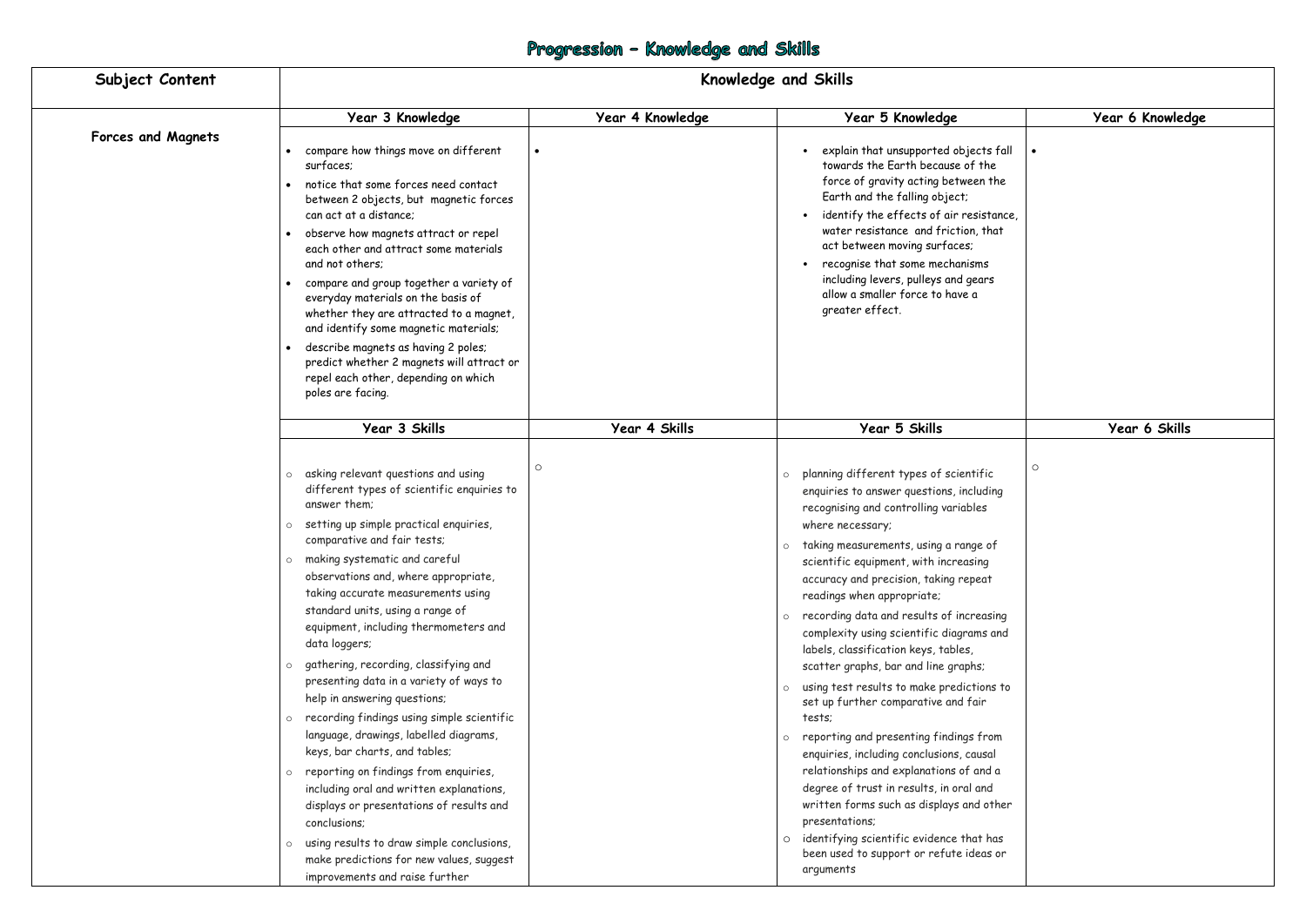# Progression – Knowledge and Skills

| Subject Content | Knowledge and Skills | | | |
|---|---|---|---|---|
| | **Year 3 Knowledge** | **Year 4 Knowledge** | **Year 5 Knowledge** | **Year 6 Knowledge** |
| **Forces and Magnets** | • compare how things move on different surfaces;<br>• notice that some forces need contact between 2 objects, but magnetic forces can act at a distance;<br>• observe how magnets attract or repel each other and attract some materials and not others;<br>• compare and group together a variety of everyday materials on the basis of whether they are attracted to a magnet, and identify some magnetic materials;<br>• describe magnets as having 2 poles; predict whether 2 magnets will attract or repel each other, depending on which poles are facing. | • | • explain that unsupported objects fall towards the Earth because of the force of gravity acting between the Earth and the falling object;<br>• identify the effects of air resistance, water resistance and friction, that act between moving surfaces;<br>• recognise that some mechanisms including levers, pulleys and gears allow a smaller force to have a greater effect. | • |
| | **Year 3 Skills** | **Year 4 Skills** | **Year 5 Skills** | **Year 6 Skills** |
| | ○ asking relevant questions and using different types of scientific enquiries to answer them;<br>○ setting up simple practical enquiries, comparative and fair tests;<br>○ making systematic and careful observations and, where appropriate, taking accurate measurements using standard units, using a range of equipment, including thermometers and data loggers;<br>○ gathering, recording, classifying and presenting data in a variety of ways to help in answering questions;<br>○ recording findings using simple scientific language, drawings, labelled diagrams, keys, bar charts, and tables;<br>○ reporting on findings from enquiries, including oral and written explanations, displays or presentations of results and conclusions;<br>○ using results to draw simple conclusions, make predictions for new values, suggest improvements and raise further | ○ | ○ planning different types of scientific enquiries to answer questions, including recognising and controlling variables where necessary;<br>○ taking measurements, using a range of scientific equipment, with increasing accuracy and precision, taking repeat readings when appropriate;<br>○ recording data and results of increasing complexity using scientific diagrams and labels, classification keys, tables, scatter graphs, bar and line graphs;<br>○ using test results to make predictions to set up further comparative and fair tests;<br>○ reporting and presenting findings from enquiries, including conclusions, causal relationships and explanations of and a degree of trust in results, in oral and written forms such as displays and other presentations;<br>○ identifying scientific evidence that has been used to support or refute ideas or arguments | ○ |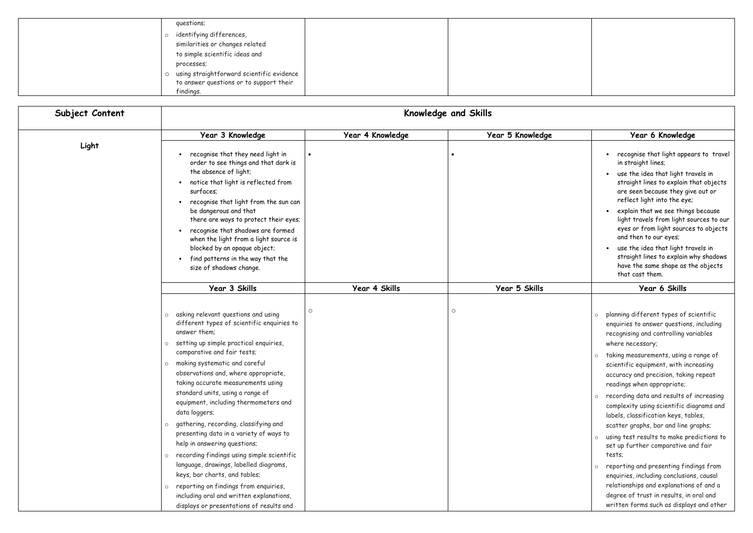| | | | | |
|---|---|---|---|---|
| | questions;<br>○ identifying differences, similarities or changes related to simple scientific ideas and processes;<br>○ using straightforward scientific evidence to answer questions or to support their findings. | | | |

| Subject Content | Knowledge and Skills | | | |
|---|---|---|---|---|
| **Light** | **Year 3 Knowledge** | **Year 4 Knowledge** | **Year 5 Knowledge** | **Year 6 Knowledge** |
| | • recognise that they need light in order to see things and that dark is the absence of light;<br>• notice that light is reflected from surfaces;<br>• recognise that light from the sun can be dangerous and that there are ways to protect their eyes;<br>• recognise that shadows are formed when the light from a light source is blocked by an opaque object;<br>• find patterns in the way that the size of shadows change. | • | • | • recognise that light appears to travel in straight lines;<br>• use the idea that light travels in straight lines to explain that objects are seen because they give out or reflect light into the eye;<br>• explain that we see things because light travels from light sources to our eyes or from light sources to objects and then to our eyes;<br>• use the idea that light travels in straight lines to explain why shadows have the same shape as the objects that cast them. |
| | **Year 3 Skills** | **Year 4 Skills** | **Year 5 Skills** | **Year 6 Skills** |
| | ○ asking relevant questions and using different types of scientific enquiries to answer them;<br>○ setting up simple practical enquiries, comparative and fair tests;<br>○ making systematic and careful observations and, where appropriate, taking accurate measurements using standard units, using a range of equipment, including thermometers and data loggers;<br>○ gathering, recording, classifying and presenting data in a variety of ways to help in answering questions;<br>○ recording findings using simple scientific language, drawings, labelled diagrams, keys, bar charts, and tables;<br>○ reporting on findings from enquiries, including oral and written explanations, displays or presentations of results and | ○ | ○ | ○ planning different types of scientific enquiries to answer questions, including recognising and controlling variables where necessary;<br>○ taking measurements, using a range of scientific equipment, with increasing accuracy and precision, taking repeat readings when appropriate;<br>○ recording data and results of increasing complexity using scientific diagrams and labels, classification keys, tables, scatter graphs, bar and line graphs;<br>○ using test results to make predictions to set up further comparative and fair tests;<br>○ reporting and presenting findings from enquiries, including conclusions, causal relationships and explanations of and a degree of trust in results, in oral and written forms such as displays and other |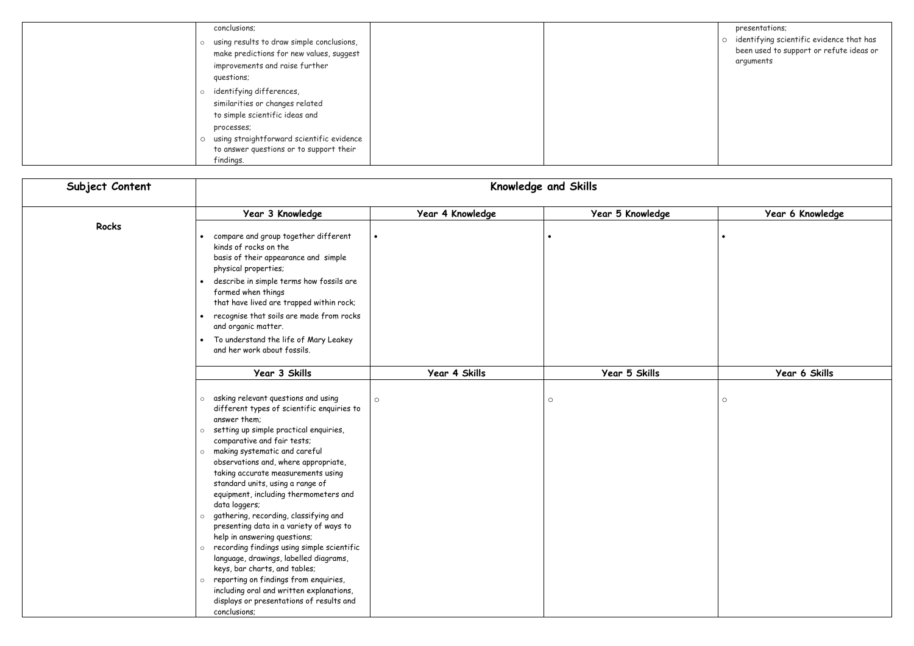| | | | | |
|---|---|---|---|---|
| | conclusions;<br>○ using results to draw simple conclusions, make predictions for new values, suggest improvements and raise further questions;<br>○ identifying differences, similarities or changes related to simple scientific ideas and processes;<br>○ using straightforward scientific evidence to answer questions or to support their findings. | | | presentations;<br>○ identifying scientific evidence that has been used to support or refute ideas or arguments |

| Subject Content | Knowledge and Skills | | | |
|---|---|---|---|---|
| | **Year 3 Knowledge** | **Year 4 Knowledge** | **Year 5 Knowledge** | **Year 6 Knowledge** |
| **Rocks** | • compare and group together different kinds of rocks on the basis of their appearance and simple physical properties;<br>• describe in simple terms how fossils are formed when things that have lived are trapped within rock;<br>• recognise that soils are made from rocks and organic matter.<br>• To understand the life of Mary Leakey and her work about fossils. | • | • | • |
| | **Year 3 Skills** | **Year 4 Skills** | **Year 5 Skills** | **Year 6 Skills** |
| | ○ asking relevant questions and using different types of scientific enquiries to answer them;<br>○ setting up simple practical enquiries, comparative and fair tests;<br>○ making systematic and careful observations and, where appropriate, taking accurate measurements using standard units, using a range of equipment, including thermometers and data loggers;<br>○ gathering, recording, classifying and presenting data in a variety of ways to help in answering questions;<br>○ recording findings using simple scientific language, drawings, labelled diagrams, keys, bar charts, and tables;<br>○ reporting on findings from enquiries, including oral and written explanations, displays or presentations of results and conclusions; | ○ | ○ | ○ |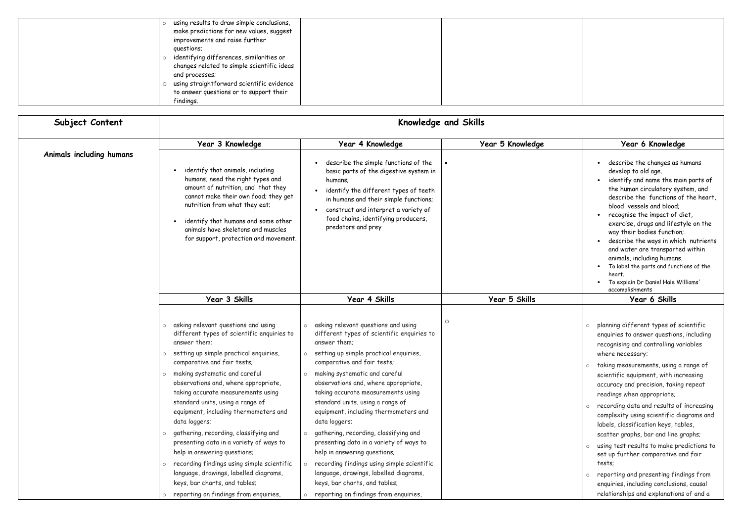|  | <ul><li>using results to draw simple conclusions, make predictions for new values, suggest improvements and raise further questions;</li><li>identifying differences, similarities or changes related to simple scientific ideas and processes;</li><li>using straightforward scientific evidence to answer questions or to support their findings.</li></ul> |  |  |  |
|---|---|---|---|---|

| Subject Content | Knowledge and Skills | | | |
|---|---|---|---|---|
|  | **Year 3 Knowledge** | **Year 4 Knowledge** | **Year 5 Knowledge** | **Year 6 Knowledge** |
| **Animals including humans** | <ul><li>identify that animals, including humans, need the right types and amount of nutrition, and that they cannot make their own food; they get nutrition from what they eat;</li><li>identify that humans and some other animals have skeletons and muscles for support, protection and movement.</li></ul> | <ul><li>describe the simple functions of the basic parts of the digestive system in humans;</li><li>identify the different types of teeth in humans and their simple functions;</li><li>construct and interpret a variety of food chains, identifying producers, predators and prey</li></ul> | • | <ul><li>describe the changes as humans develop to old age.</li><li>identify and name the main parts of the human circulatory system, and describe the functions of the heart, blood vessels and blood;</li><li>recognise the impact of diet, exercise, drugs and lifestyle on the way their bodies function;</li><li>describe the ways in which nutrients and water are transported within animals, including humans.</li><li>To label the parts and functions of the heart.</li><li>To explain Dr Daniel Hale Williams' accomplishments</li></ul> |
|  | **Year 3 Skills** | **Year 4 Skills** | **Year 5 Skills** | **Year 6 Skills** |
|  | <ul><li>asking relevant questions and using different types of scientific enquiries to answer them;</li><li>setting up simple practical enquiries, comparative and fair tests;</li><li>making systematic and careful observations and, where appropriate, taking accurate measurements using standard units, using a range of equipment, including thermometers and data loggers;</li><li>gathering, recording, classifying and presenting data in a variety of ways to help in answering questions;</li><li>recording findings using simple scientific language, drawings, labelled diagrams, keys, bar charts, and tables;</li><li>reporting on findings from enquiries,</li></ul> | <ul><li>asking relevant questions and using different types of scientific enquiries to answer them;</li><li>setting up simple practical enquiries, comparative and fair tests;</li><li>making systematic and careful observations and, where appropriate, taking accurate measurements using standard units, using a range of equipment, including thermometers and data loggers;</li><li>gathering, recording, classifying and presenting data in a variety of ways to help in answering questions;</li><li>recording findings using simple scientific language, drawings, labelled diagrams, keys, bar charts, and tables;</li><li>reporting on findings from enquiries,</li></ul> | ○ | <ul><li>planning different types of scientific enquiries to answer questions, including recognising and controlling variables where necessary;</li><li>taking measurements, using a range of scientific equipment, with increasing accuracy and precision, taking repeat readings when appropriate;</li><li>recording data and results of increasing complexity using scientific diagrams and labels, classification keys, tables, scatter graphs, bar and line graphs;</li><li>using test results to make predictions to set up further comparative and fair tests;</li><li>reporting and presenting findings from enquiries, including conclusions, causal relationships and explanations of and a</li></ul> |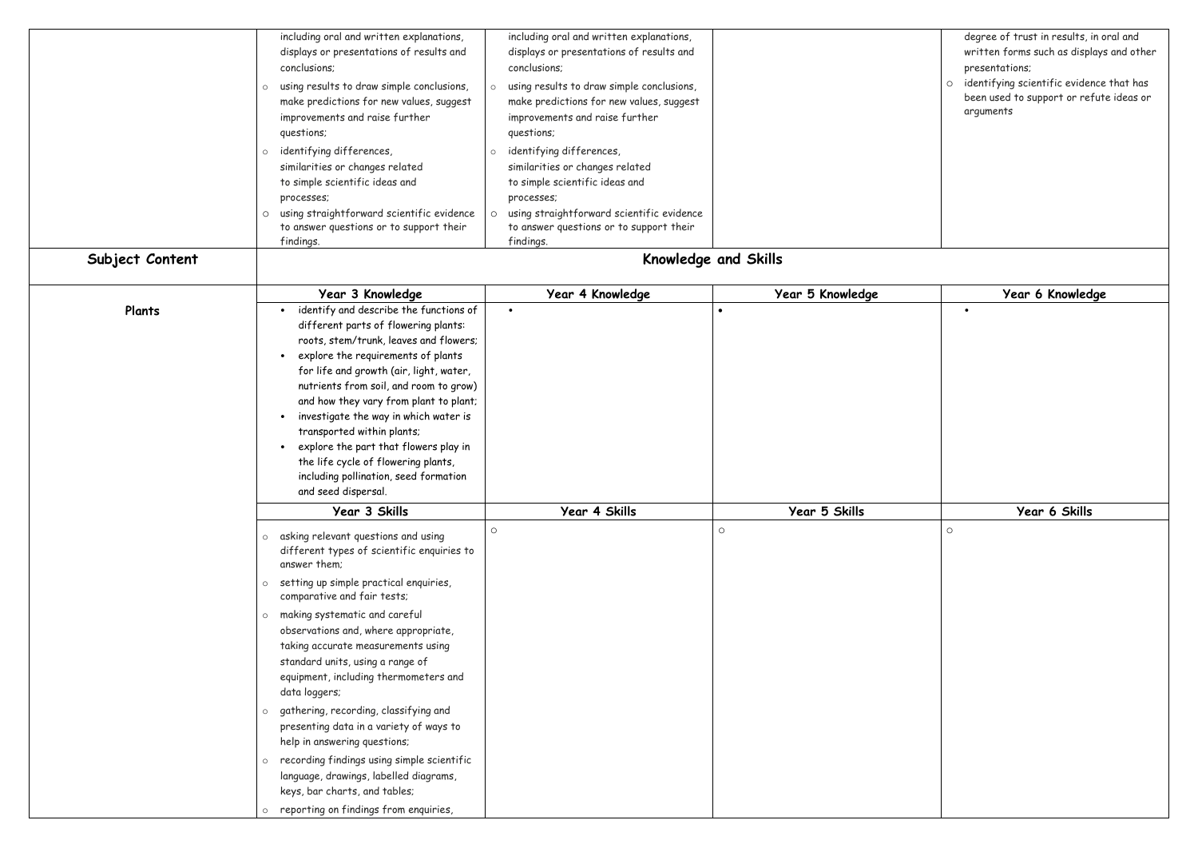| | | | | |
|---|---|---|---|---|
| | including oral and written explanations, displays or presentations of results and conclusions;<br>○ using results to draw simple conclusions, make predictions for new values, suggest improvements and raise further questions;<br>○ identifying differences, similarities or changes related to simple scientific ideas and processes;<br>○ using straightforward scientific evidence to answer questions or to support their findings. | including oral and written explanations, displays or presentations of results and conclusions;<br>○ using results to draw simple conclusions, make predictions for new values, suggest improvements and raise further questions;<br>○ identifying differences, similarities or changes related to simple scientific ideas and processes;<br>○ using straightforward scientific evidence to answer questions or to support their findings. | | degree of trust in results, in oral and written forms such as displays and other presentations;<br>○ identifying scientific evidence that has been used to support or refute ideas or arguments |
| **Subject Content** | **Knowledge and Skills** | | | |
| | **Year 3 Knowledge** | **Year 4 Knowledge** | **Year 5 Knowledge** | **Year 6 Knowledge** |
| **Plants** | • identify and describe the functions of different parts of flowering plants: roots, stem/trunk, leaves and flowers;<br>• explore the requirements of plants for life and growth (air, light, water, nutrients from soil, and room to grow) and how they vary from plant to plant;<br>• investigate the way in which water is transported within plants;<br>• explore the part that flowers play in the life cycle of flowering plants, including pollination, seed formation and seed dispersal. | • | • | • |
| | **Year 3 Skills** | **Year 4 Skills** | **Year 5 Skills** | **Year 6 Skills** |
| | ○ asking relevant questions and using different types of scientific enquiries to answer them;<br>○ setting up simple practical enquiries, comparative and fair tests;<br>○ making systematic and careful observations and, where appropriate, taking accurate measurements using standard units, using a range of equipment, including thermometers and data loggers;<br>○ gathering, recording, classifying and presenting data in a variety of ways to help in answering questions;<br>○ recording findings using simple scientific language, drawings, labelled diagrams, keys, bar charts, and tables;<br>○ reporting on findings from enquiries, | ○ | ○ | ○ |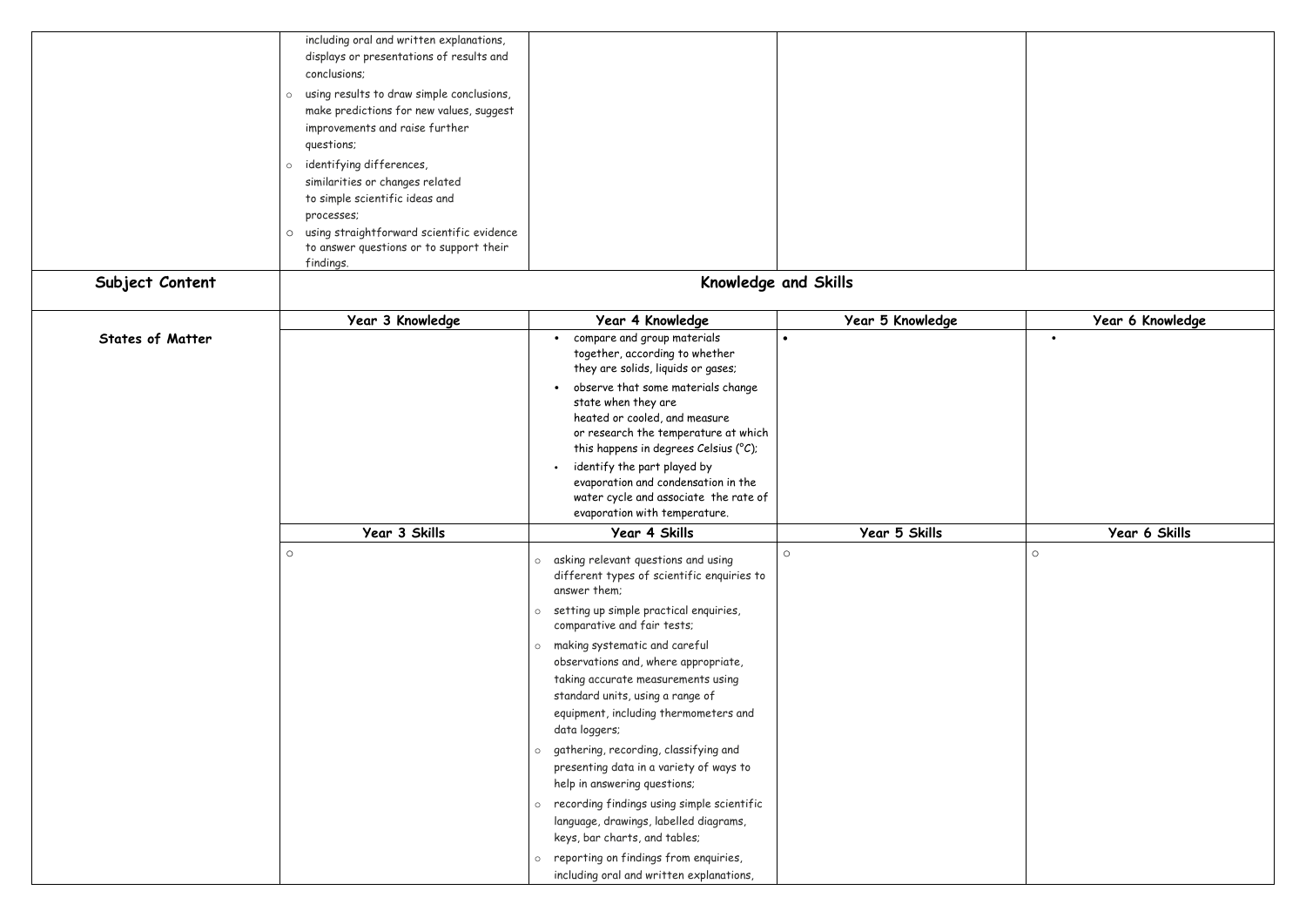| | | | | |
|---|---|---|---|---|
| | including oral and written explanations, displays or presentations of results and conclusions;<br>○ using results to draw simple conclusions, make predictions for new values, suggest improvements and raise further questions;<br>○ identifying differences, similarities or changes related to simple scientific ideas and processes;<br>○ using straightforward scientific evidence to answer questions or to support their findings. | | | |
| **Subject Content** | **Knowledge and Skills** | | | |
| **States of Matter** | **Year 3 Knowledge** | **Year 4 Knowledge** | **Year 5 Knowledge** | **Year 6 Knowledge** |
| | | • compare and group materials together, according to whether they are solids, liquids or gases;<br>• observe that some materials change state when they are heated or cooled, and measure or research the temperature at which this happens in degrees Celsius (°C);<br>• identify the part played by evaporation and condensation in the water cycle and associate the rate of evaporation with temperature. | • | • |
| | **Year 3 Skills** | **Year 4 Skills** | **Year 5 Skills** | **Year 6 Skills** |
| | ○ | ○ asking relevant questions and using different types of scientific enquiries to answer them;<br>○ setting up simple practical enquiries, comparative and fair tests;<br>○ making systematic and careful observations and, where appropriate, taking accurate measurements using standard units, using a range of equipment, including thermometers and data loggers;<br>○ gathering, recording, classifying and presenting data in a variety of ways to help in answering questions;<br>○ recording findings using simple scientific language, drawings, labelled diagrams, keys, bar charts, and tables;<br>○ reporting on findings from enquiries, including oral and written explanations, | ○ | ○ |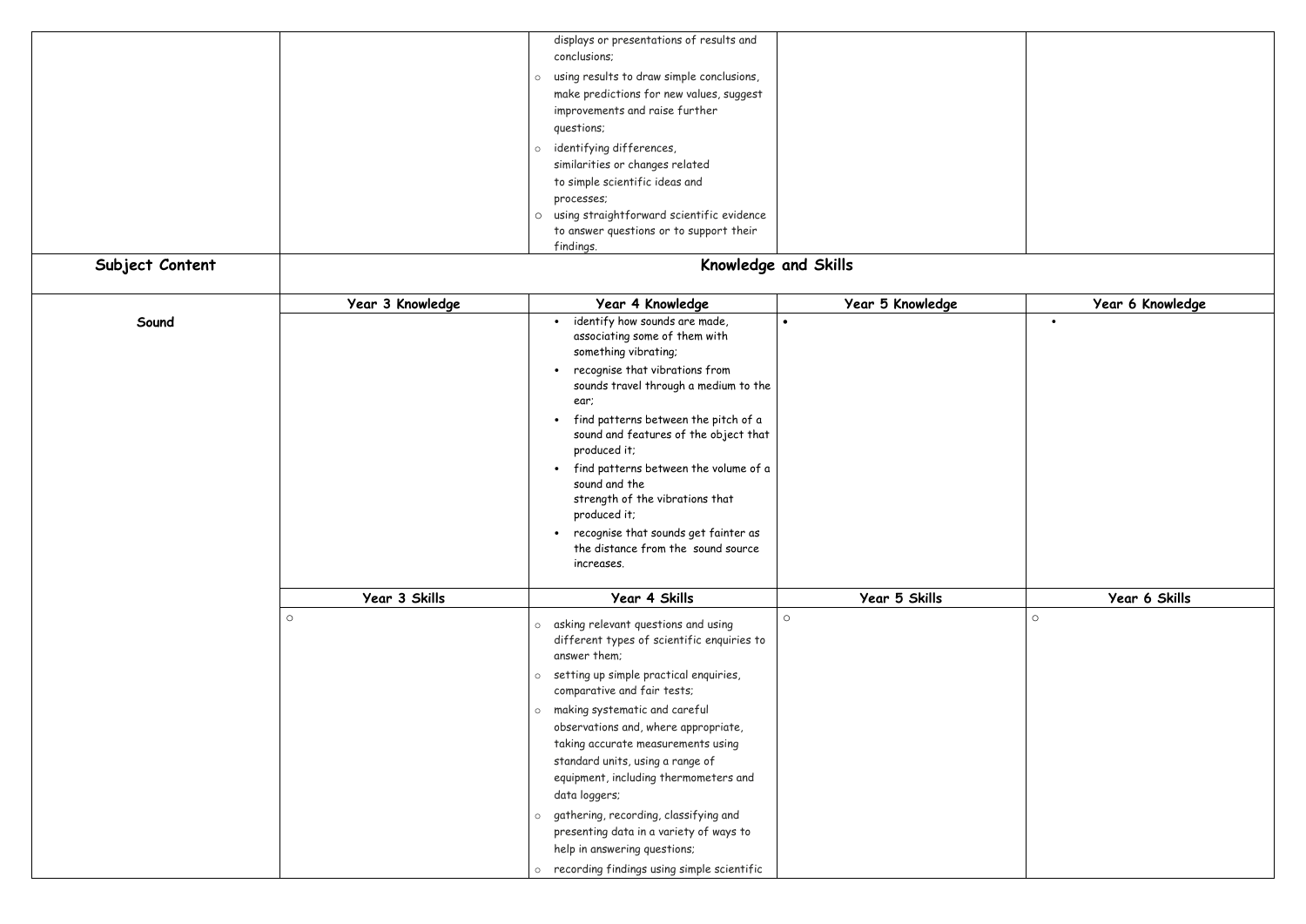| | | | | |
|---|---|---|---|---|
| | | ○ displays or presentations of results and conclusions;<br>○ using results to draw simple conclusions, make predictions for new values, suggest improvements and raise further questions;<br>○ identifying differences, similarities or changes related to simple scientific ideas and processes;<br>○ using straightforward scientific evidence to answer questions or to support their findings. | | |
| **Subject Content** | **Knowledge and Skills** | | | |
| | **Year 3 Knowledge** | **Year 4 Knowledge** | **Year 5 Knowledge** | **Year 6 Knowledge** |
| **Sound** | | • identify how sounds are made, associating some of them with something vibrating;<br>• recognise that vibrations from sounds travel through a medium to the ear;<br>• find patterns between the pitch of a sound and features of the object that produced it;<br>• find patterns between the volume of a sound and the strength of the vibrations that produced it;<br>• recognise that sounds get fainter as the distance from the sound source increases. | • | • |
| | **Year 3 Skills** | **Year 4 Skills** | **Year 5 Skills** | **Year 6 Skills** |
| | ○ | ○ asking relevant questions and using different types of scientific enquiries to answer them;<br>○ setting up simple practical enquiries, comparative and fair tests;<br>○ making systematic and careful observations and, where appropriate, taking accurate measurements using standard units, using a range of equipment, including thermometers and data loggers;<br>○ gathering, recording, classifying and presenting data in a variety of ways to help in answering questions;<br>○ recording findings using simple scientific | ○ | ○ |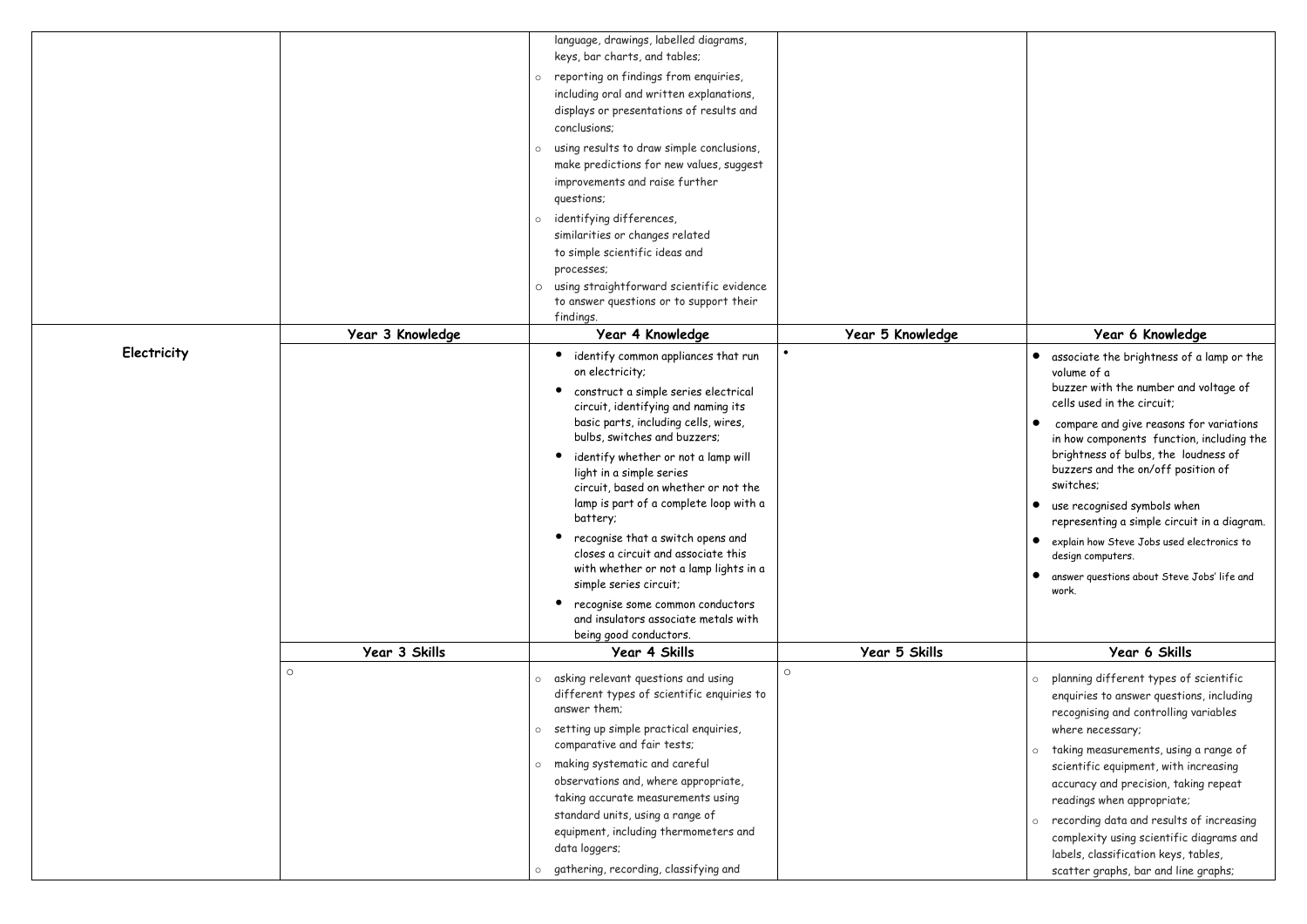|  |  | language, drawings, labelled diagrams, keys, bar charts, and tables;<br>○ reporting on findings from enquiries, including oral and written explanations, displays or presentations of results and conclusions;<br>○ using results to draw simple conclusions, make predictions for new values, suggest improvements and raise further questions;<br>○ identifying differences, similarities or changes related to simple scientific ideas and processes;<br>○ using straightforward scientific evidence to answer questions or to support their findings. |  |  |
|---|---|---|---|---|
| **Electricity** | **Year 3 Knowledge** | **Year 4 Knowledge** | **Year 5 Knowledge** | **Year 6 Knowledge** |
|  |  | • identify common appliances that run on electricity;<br>• construct a simple series electrical circuit, identifying and naming its basic parts, including cells, wires, bulbs, switches and buzzers;<br>• identify whether or not a lamp will light in a simple series circuit, based on whether or not the lamp is part of a complete loop with a battery;<br>• recognise that a switch opens and closes a circuit and associate this with whether or not a lamp lights in a simple series circuit;<br>• recognise some common conductors and insulators associate metals with being good conductors. | • | • associate the brightness of a lamp or the volume of a buzzer with the number and voltage of cells used in the circuit;<br>• compare and give reasons for variations in how components function, including the brightness of bulbs, the loudness of buzzers and the on/off position of switches;<br>• use recognised symbols when representing a simple circuit in a diagram.<br>• explain how Steve Jobs used electronics to design computers.<br>• answer questions about Steve Jobs' life and work. |
|  | **Year 3 Skills** | **Year 4 Skills** | **Year 5 Skills** | **Year 6 Skills** |
|  | ○ | ○ asking relevant questions and using different types of scientific enquiries to answer them;<br>○ setting up simple practical enquiries, comparative and fair tests;<br>○ making systematic and careful observations and, where appropriate, taking accurate measurements using standard units, using a range of equipment, including thermometers and data loggers;<br>○ gathering, recording, classifying and | ○ | ○ planning different types of scientific enquiries to answer questions, including recognising and controlling variables where necessary;<br>○ taking measurements, using a range of scientific equipment, with increasing accuracy and precision, taking repeat readings when appropriate;<br>○ recording data and results of increasing complexity using scientific diagrams and labels, classification keys, tables, scatter graphs, bar and line graphs; |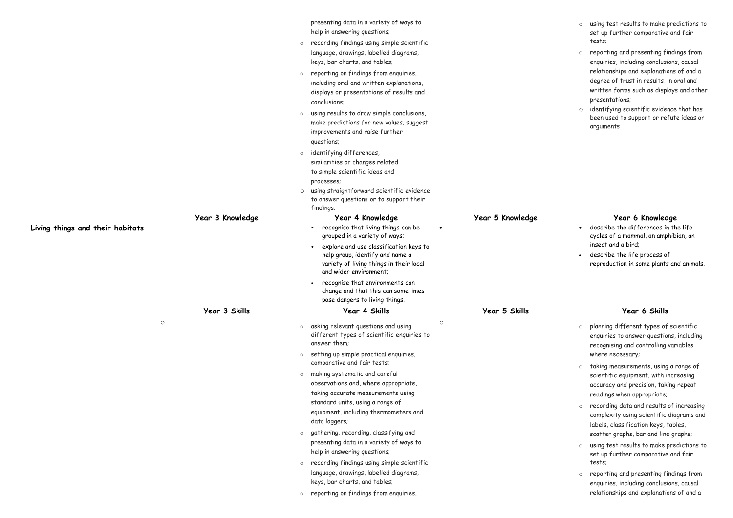| | | | | |
|---|---|---|---|---|
| | | presenting data in a variety of ways to help in answering questions;<br>○ recording findings using simple scientific language, drawings, labelled diagrams, keys, bar charts, and tables;<br>○ reporting on findings from enquiries, including oral and written explanations, displays or presentations of results and conclusions;<br>○ using results to draw simple conclusions, make predictions for new values, suggest improvements and raise further questions;<br>○ identifying differences, similarities or changes related to simple scientific ideas and processes;<br>○ using straightforward scientific evidence to answer questions or to support their findings. | | ○ using test results to make predictions to set up further comparative and fair tests;<br>○ reporting and presenting findings from enquiries, including conclusions, causal relationships and explanations of and a degree of trust in results, in oral and written forms such as displays and other presentations;<br>○ identifying scientific evidence that has been used to support or refute ideas or arguments |
| | **Year 3 Knowledge** | **Year 4 Knowledge** | **Year 5 Knowledge** | **Year 6 Knowledge** |
| **Living things and their habitats** | | • recognise that living things can be grouped in a variety of ways;<br>• explore and use classification keys to help group, identify and name a variety of living things in their local and wider environment;<br>• recognise that environments can change and that this can sometimes pose dangers to living things. | • | • describe the differences in the life cycles of a mammal, an amphibian, an insect and a bird;<br>• describe the life process of reproduction in some plants and animals. |
| | **Year 3 Skills** | **Year 4 Skills** | **Year 5 Skills** | **Year 6 Skills** |
| | ○ | ○ asking relevant questions and using different types of scientific enquiries to answer them;<br>○ setting up simple practical enquiries, comparative and fair tests;<br>○ making systematic and careful observations and, where appropriate, taking accurate measurements using standard units, using a range of equipment, including thermometers and data loggers;<br>○ gathering, recording, classifying and presenting data in a variety of ways to help in answering questions;<br>○ recording findings using simple scientific language, drawings, labelled diagrams, keys, bar charts, and tables;<br>○ reporting on findings from enquiries, | ○ | ○ planning different types of scientific enquiries to answer questions, including recognising and controlling variables where necessary;<br>○ taking measurements, using a range of scientific equipment, with increasing accuracy and precision, taking repeat readings when appropriate;<br>○ recording data and results of increasing complexity using scientific diagrams and labels, classification keys, tables, scatter graphs, bar and line graphs;<br>○ using test results to make predictions to set up further comparative and fair tests;<br>○ reporting and presenting findings from enquiries, including conclusions, causal relationships and explanations of and a |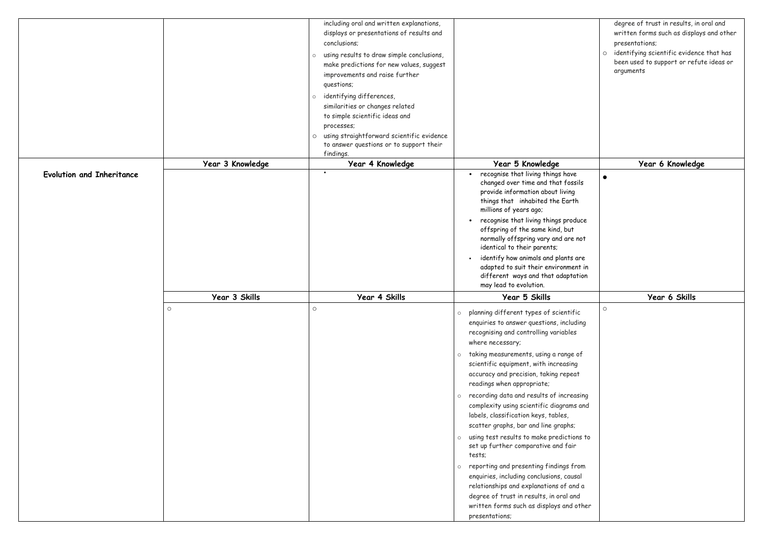| | | | | |
|---|---|---|---|---|
| | | including oral and written explanations, displays or presentations of results and conclusions;<br>○ using results to draw simple conclusions, make predictions for new values, suggest improvements and raise further questions;<br>○ identifying differences, similarities or changes related to simple scientific ideas and processes;<br>○ using straightforward scientific evidence to answer questions or to support their findings. | | degree of trust in results, in oral and written forms such as displays and other presentations;<br>○ identifying scientific evidence that has been used to support or refute ideas or arguments |
| | **Year 3 Knowledge** | **Year 4 Knowledge** | **Year 5 Knowledge** | **Year 6 Knowledge** |
| **Evolution and Inheritance** | | • | • recognise that living things have changed over time and that fossils provide information about living things that inhabited the Earth millions of years ago;<br>• recognise that living things produce offspring of the same kind, but normally offspring vary and are not identical to their parents;<br>• identify how animals and plants are adapted to suit their environment in different ways and that adaptation may lead to evolution. | • |
| | **Year 3 Skills** | **Year 4 Skills** | **Year 5 Skills** | **Year 6 Skills** |
| | ○ | ○ | ○ planning different types of scientific enquiries to answer questions, including recognising and controlling variables where necessary;<br>○ taking measurements, using a range of scientific equipment, with increasing accuracy and precision, taking repeat readings when appropriate;<br>○ recording data and results of increasing complexity using scientific diagrams and labels, classification keys, tables, scatter graphs, bar and line graphs;<br>○ using test results to make predictions to set up further comparative and fair tests;<br>○ reporting and presenting findings from enquiries, including conclusions, causal relationships and explanations of and a degree of trust in results, in oral and written forms such as displays and other presentations; | ○ |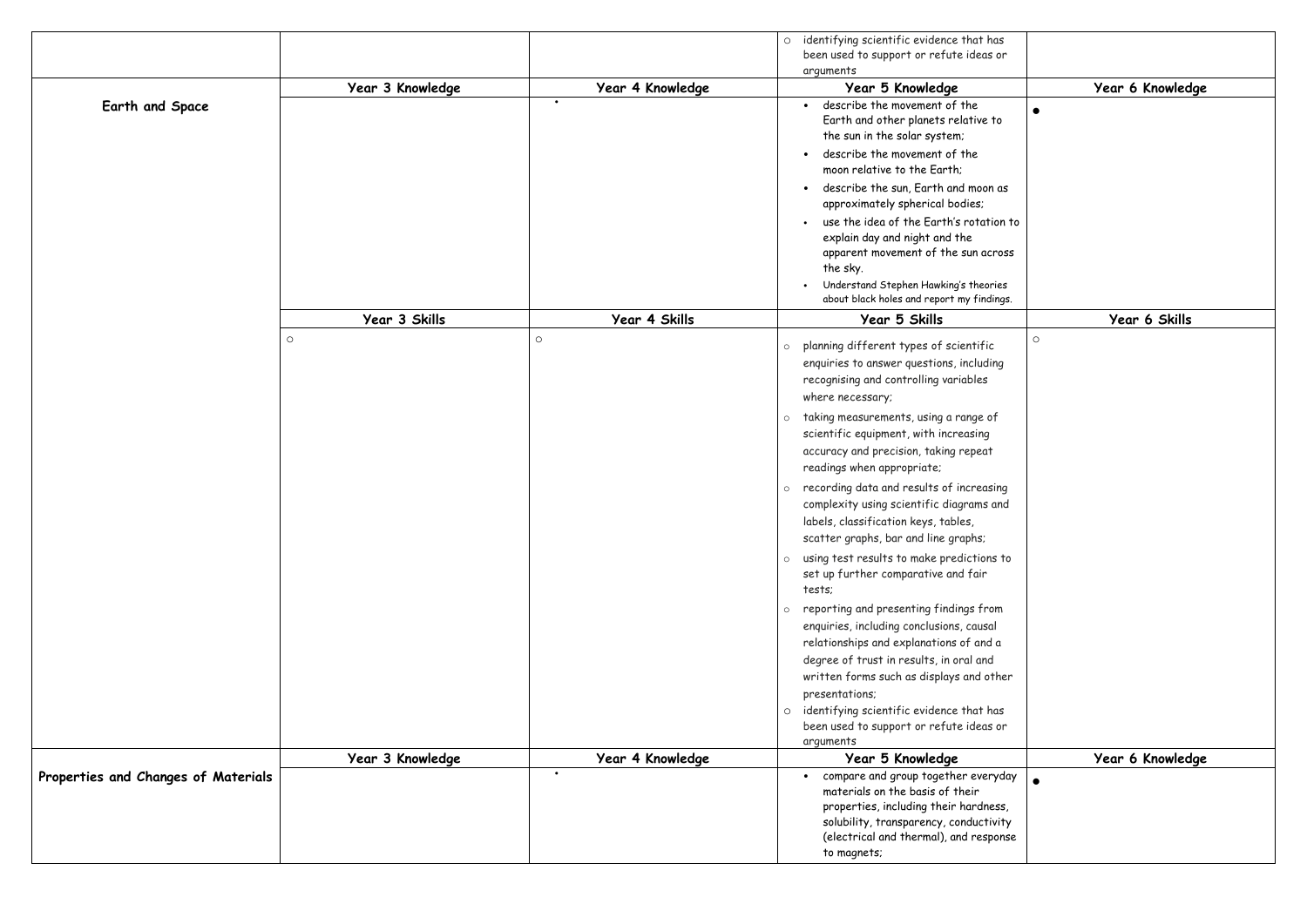| | | | | |
|---|---|---|---|---|
| | | | ○ identifying scientific evidence that has been used to support or refute ideas or arguments | |
| | **Year 3 Knowledge** | **Year 4 Knowledge** | **Year 5 Knowledge** | **Year 6 Knowledge** |
| **Earth and Space** | | • | • describe the movement of the Earth and other planets relative to the sun in the solar system; <br> • describe the movement of the moon relative to the Earth; <br> • describe the sun, Earth and moon as approximately spherical bodies; <br> • use the idea of the Earth's rotation to explain day and night and the apparent movement of the sun across the sky. <br> • Understand Stephen Hawking's theories about black holes and report my findings. | • |
| | **Year 3 Skills** | **Year 4 Skills** | **Year 5 Skills** | **Year 6 Skills** |
| | ○ | ○ | ○ planning different types of scientific enquiries to answer questions, including recognising and controlling variables where necessary; <br> ○ taking measurements, using a range of scientific equipment, with increasing accuracy and precision, taking repeat readings when appropriate; <br> ○ recording data and results of increasing complexity using scientific diagrams and labels, classification keys, tables, scatter graphs, bar and line graphs; <br> ○ using test results to make predictions to set up further comparative and fair tests; <br> ○ reporting and presenting findings from enquiries, including conclusions, causal relationships and explanations of and a degree of trust in results, in oral and written forms such as displays and other presentations; <br> ○ identifying scientific evidence that has been used to support or refute ideas or arguments | ○ |
| | **Year 3 Knowledge** | **Year 4 Knowledge** | **Year 5 Knowledge** | **Year 6 Knowledge** |
| **Properties and Changes of Materials** | | • | • compare and group together everyday materials on the basis of their properties, including their hardness, solubility, transparency, conductivity (electrical and thermal), and response to magnets; | • |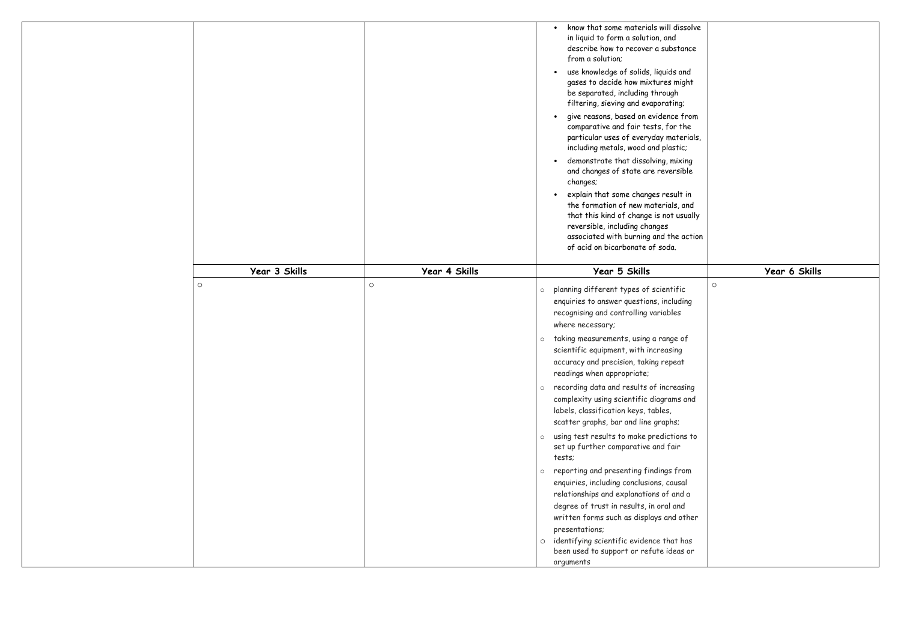| | | | | |
|---|---|---|---|---|
| | | | • know that some materials will dissolve in liquid to form a solution, and describe how to recover a substance from a solution;<br>• use knowledge of solids, liquids and gases to decide how mixtures might be separated, including through filtering, sieving and evaporating;<br>• give reasons, based on evidence from comparative and fair tests, for the particular uses of everyday materials, including metals, wood and plastic;<br>• demonstrate that dissolving, mixing and changes of state are reversible changes;<br>• explain that some changes result in the formation of new materials, and that this kind of change is not usually reversible, including changes associated with burning and the action of acid on bicarbonate of soda. | |
| | **Year 3 Skills** | **Year 4 Skills** | **Year 5 Skills** | **Year 6 Skills** |
| | ○ | ○ | ○ planning different types of scientific enquiries to answer questions, including recognising and controlling variables where necessary;<br>○ taking measurements, using a range of scientific equipment, with increasing accuracy and precision, taking repeat readings when appropriate;<br>○ recording data and results of increasing complexity using scientific diagrams and labels, classification keys, tables, scatter graphs, bar and line graphs;<br>○ using test results to make predictions to set up further comparative and fair tests;<br>○ reporting and presenting findings from enquiries, including conclusions, causal relationships and explanations of and a degree of trust in results, in oral and written forms such as displays and other presentations;<br>○ identifying scientific evidence that has been used to support or refute ideas or arguments | ○ |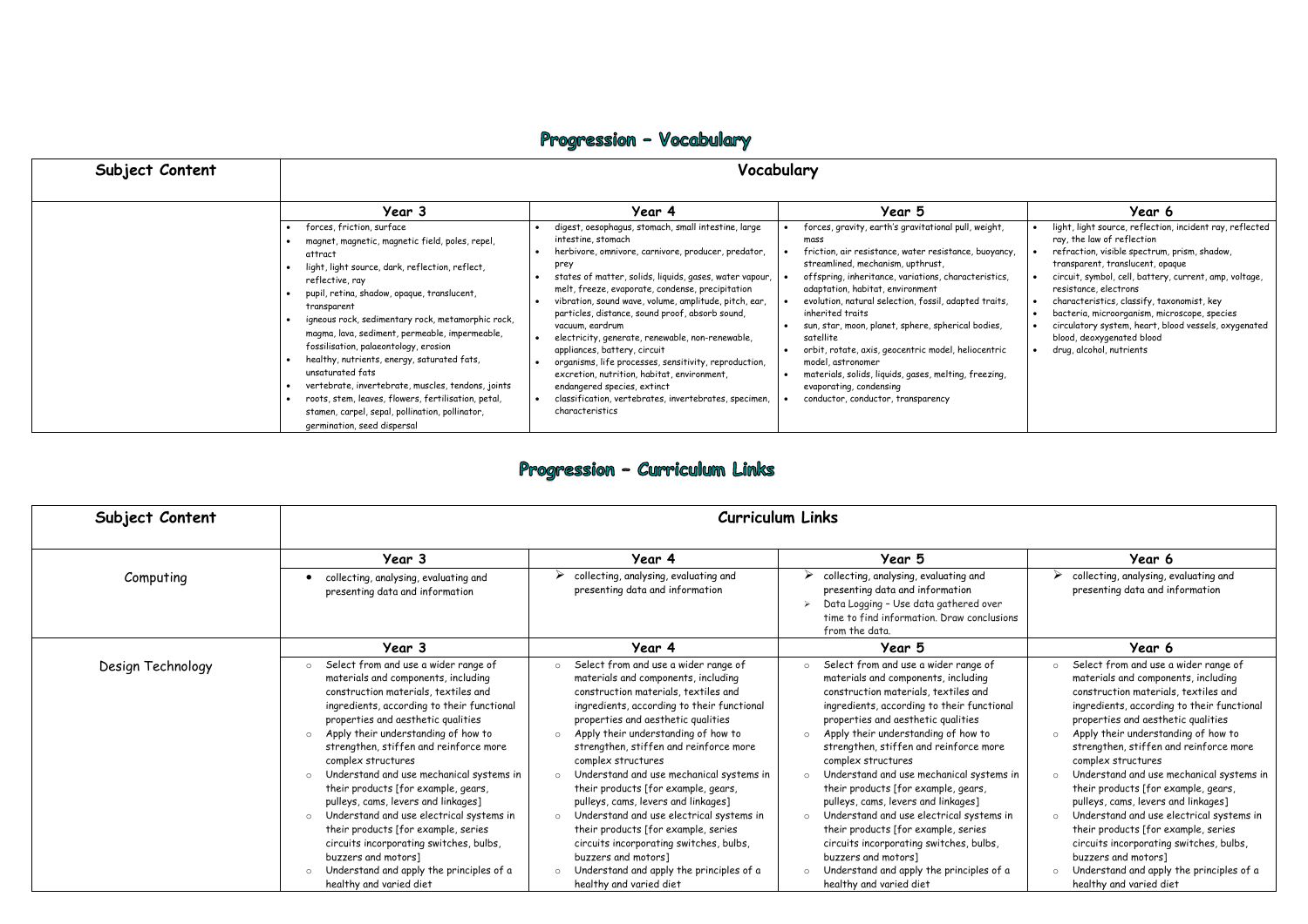## Progression – Vocabulary

| Subject Content | Vocabulary | | | |
|---|---|---|---|---|
| | **Year 3** | **Year 4** | **Year 5** | **Year 6** |
| | • forces, friction, surface<br>• magnet, magnetic, magnetic field, poles, repel, attract<br>• light, light source, dark, reflection, reflect, reflective, ray<br>• pupil, retina, shadow, opaque, translucent, transparent<br>• igneous rock, sedimentary rock, metamorphic rock, magma, lava, sediment, permeable, impermeable, fossilisation, palaeontology, erosion<br>• healthy, nutrients, energy, saturated fats, unsaturated fats<br>• vertebrate, invertebrate, muscles, tendons, joints<br>• roots, stem, leaves, flowers, fertilisation, petal, stamen, carpel, sepal, pollination, pollinator, germination, seed dispersal | • digest, oesophagus, stomach, small intestine, large intestine, stomach<br>• herbivore, omnivore, carnivore, producer, predator, prey<br>• states of matter, solids, liquids, gases, water vapour, melt, freeze, evaporate, condense, precipitation<br>• vibration, sound wave, volume, amplitude, pitch, ear, particles, distance, sound proof, absorb sound, vacuum, eardrum<br>• electricity, generate, renewable, non-renewable, appliances, battery, circuit<br>• organisms, life processes, sensitivity, reproduction, excretion, nutrition, habitat, environment, endangered species, extinct<br>• classification, vertebrates, invertebrates, specimen, characteristics | • forces, gravity, earth's gravitational pull, weight, mass<br>• friction, air resistance, water resistance, buoyancy, streamlined, mechanism, upthrust,<br>• offspring, inheritance, variations, characteristics, adaptation, habitat, environment<br>• evolution, natural selection, fossil, adapted traits, inherited traits<br>• sun, star, moon, planet, sphere, spherical bodies, satellite<br>• orbit, rotate, axis, geocentric model, heliocentric model, astronomer<br>• materials, solids, liquids, gases, melting, freezing, evaporating, condensing<br>• conductor, conductor, transparency | • light, light source, reflection, incident ray, reflected ray, the law of reflection<br>• refraction, visible spectrum, prism, shadow, transparent, translucent, opaque<br>• circuit, symbol, cell, battery, current, amp, voltage, resistance, electrons<br>• characteristics, classify, taxonomist, key<br>• bacteria, microorganism, microscope, species<br>• circulatory system, heart, blood vessels, oxygenated blood, deoxygenated blood<br>• drug, alcohol, nutrients |

## Progression – Curriculum Links

| Subject Content | Curriculum Links | | | |
|---|---|---|---|---|
| | **Year 3** | **Year 4** | **Year 5** | **Year 6** |
| Computing | • collecting, analysing, evaluating and presenting data and information | ➢ collecting, analysing, evaluating and presenting data and information | ➢ collecting, analysing, evaluating and presenting data and information<br>➢ Data Logging – Use data gathered over time to find information. Draw conclusions from the data. | ➢ collecting, analysing, evaluating and presenting data and information |
| | **Year 3** | **Year 4** | **Year 5** | **Year 6** |
| Design Technology | ○ Select from and use a wider range of materials and components, including construction materials, textiles and ingredients, according to their functional properties and aesthetic qualities<br>○ Apply their understanding of how to strengthen, stiffen and reinforce more complex structures<br>○ Understand and use mechanical systems in their products [for example, gears, pulleys, cams, levers and linkages]<br>○ Understand and use electrical systems in their products [for example, series circuits incorporating switches, bulbs, buzzers and motors]<br>○ Understand and apply the principles of a healthy and varied diet | ○ Select from and use a wider range of materials and components, including construction materials, textiles and ingredients, according to their functional properties and aesthetic qualities<br>○ Apply their understanding of how to strengthen, stiffen and reinforce more complex structures<br>○ Understand and use mechanical systems in their products [for example, gears, pulleys, cams, levers and linkages]<br>○ Understand and use electrical systems in their products [for example, series circuits incorporating switches, bulbs, buzzers and motors]<br>○ Understand and apply the principles of a healthy and varied diet | ○ Select from and use a wider range of materials and components, including construction materials, textiles and ingredients, according to their functional properties and aesthetic qualities<br>○ Apply their understanding of how to strengthen, stiffen and reinforce more complex structures<br>○ Understand and use mechanical systems in their products [for example, gears, pulleys, cams, levers and linkages]<br>○ Understand and use electrical systems in their products [for example, series circuits incorporating switches, bulbs, buzzers and motors]<br>○ Understand and apply the principles of a healthy and varied diet | ○ Select from and use a wider range of materials and components, including construction materials, textiles and ingredients, according to their functional properties and aesthetic qualities<br>○ Apply their understanding of how to strengthen, stiffen and reinforce more complex structures<br>○ Understand and use mechanical systems in their products [for example, gears, pulleys, cams, levers and linkages]<br>○ Understand and use electrical systems in their products [for example, series circuits incorporating switches, bulbs, buzzers and motors]<br>○ Understand and apply the principles of a healthy and varied diet |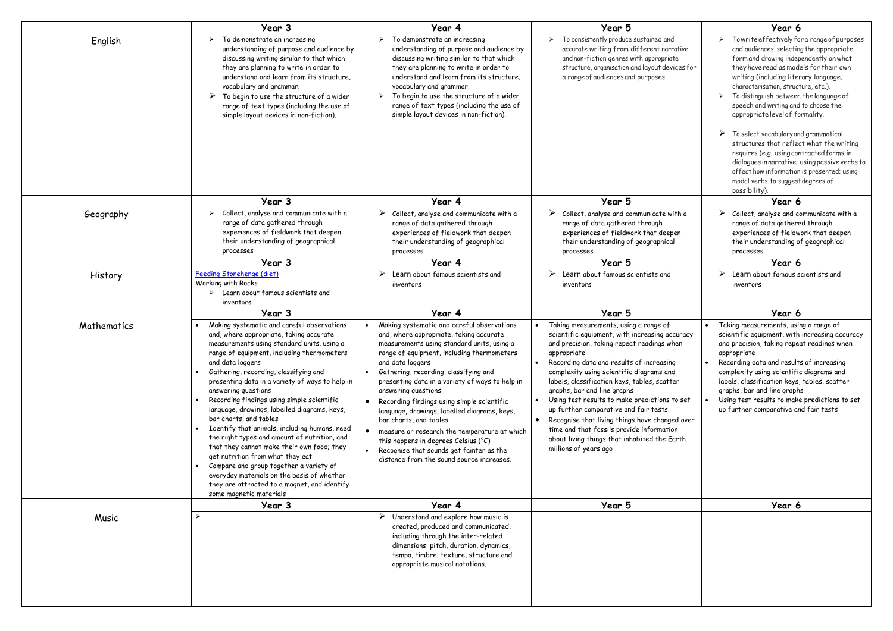| | Year 3 | Year 4 | Year 5 | Year 6 |
|---|---|---|---|---|
| English | ➢ To demonstrate an increasing understanding of purpose and audience by discussing writing similar to that which they are planning to write in order to understand and learn from its structure, vocabulary and grammar.<br>➢ To begin to use the structure of a wider range of text types (including the use of simple layout devices in non-fiction). | ➢ To demonstrate an increasing understanding of purpose and audience by discussing writing similar to that which they are planning to write in order to understand and learn from its structure, vocabulary and grammar.<br>➢ To begin to use the structure of a wider range of text types (including the use of simple layout devices in non-fiction). | ➢ To consistently produce sustained and accurate writing from different narrative and non-fiction genres with appropriate structure, organisation and layout devices for a range of audiences and purposes. | ➢ To write effectively for a range of purposes and audiences, selecting the appropriate form and drawing independently on what they have read as models for their own writing (including literary language, characterisation, structure, etc.).<br>➢ To distinguish between the language of speech and writing and to choose the appropriate level of formality.<br>➢ To select vocabulary and grammatical structures that reflect what the writing requires (e.g. using contracted forms in dialogues in narrative; using passive verbs to affect how information is presented; using modal verbs to suggest degrees of possibility). |
| | **Year 3** | **Year 4** | **Year 5** | **Year 6** |
| Geography | ➢ Collect, analyse and communicate with a range of data gathered through experiences of fieldwork that deepen their understanding of geographical processes | ➢ Collect, analyse and communicate with a range of data gathered through experiences of fieldwork that deepen their understanding of geographical processes | ➢ Collect, analyse and communicate with a range of data gathered through experiences of fieldwork that deepen their understanding of geographical processes | ➢ Collect, analyse and communicate with a range of data gathered through experiences of fieldwork that deepen their understanding of geographical processes |
| | **Year 3** | **Year 4** | **Year 5** | **Year 6** |
| History | Feeding Stonehenge (diet)<br>Working with Rocks<br>➢ Learn about famous scientists and inventors | ➢ Learn about famous scientists and inventors | ➢ Learn about famous scientists and inventors | ➢ Learn about famous scientists and inventors |
| | **Year 3** | **Year 4** | **Year 5** | **Year 6** |
| Mathematics | • Making systematic and careful observations and, where appropriate, taking accurate measurements using standard units, using a range of equipment, including thermometers and data loggers<br>• Gathering, recording, classifying and presenting data in a variety of ways to help in answering questions<br>• Recording findings using simple scientific language, drawings, labelled diagrams, keys, bar charts, and tables<br>• Identify that animals, including humans, need the right types and amount of nutrition, and that they cannot make their own food; they get nutrition from what they eat<br>• Compare and group together a variety of everyday materials on the basis of whether they are attracted to a magnet, and identify some magnetic materials | • Making systematic and careful observations and, where appropriate, taking accurate measurements using standard units, using a range of equipment, including thermometers and data loggers<br>• Gathering, recording, classifying and presenting data in a variety of ways to help in answering questions<br>• Recording findings using simple scientific language, drawings, labelled diagrams, keys, bar charts, and tables<br>• measure or research the temperature at which this happens in degrees Celsius (°C)<br>• Recognise that sounds get fainter as the distance from the sound source increases. | • Taking measurements, using a range of scientific equipment, with increasing accuracy and precision, taking repeat readings when appropriate<br>• Recording data and results of increasing complexity using scientific diagrams and labels, classification keys, tables, scatter graphs, bar and line graphs<br>• Using test results to make predictions to set up further comparative and fair tests<br>• Recognise that living things have changed over time and that fossils provide information about living things that inhabited the Earth millions of years ago | • Taking measurements, using a range of scientific equipment, with increasing accuracy and precision, taking repeat readings when appropriate<br>• Recording data and results of increasing complexity using scientific diagrams and labels, classification keys, tables, scatter graphs, bar and line graphs<br>• Using test results to make predictions to set up further comparative and fair tests |
| | **Year 3** | **Year 4** | **Year 5** | **Year 6** |
| Music | ➢ | ➢ Understand and explore how music is created, produced and communicated, including through the inter-related dimensions: pitch, duration, dynamics, tempo, timbre, texture, structure and appropriate musical notations. | | |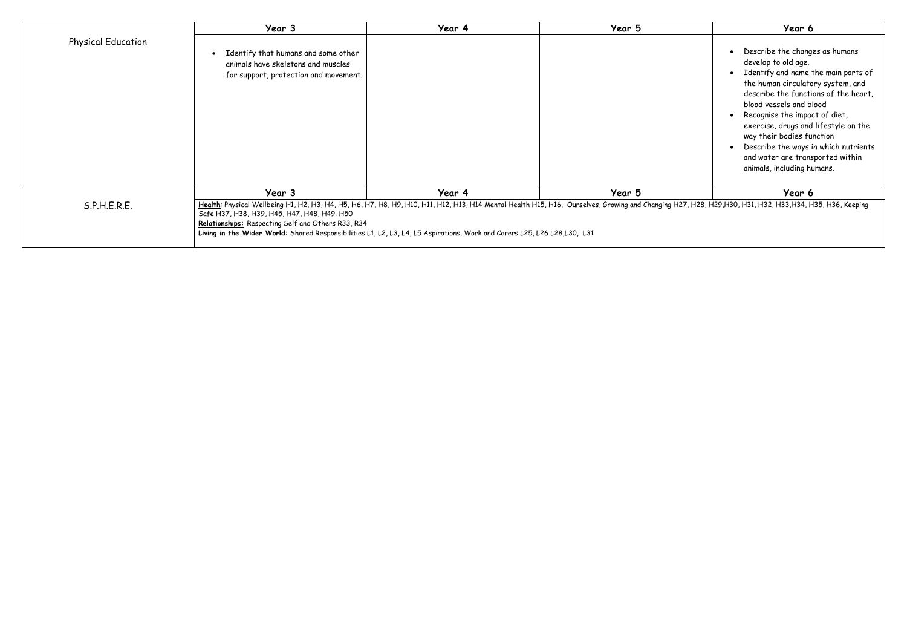| | Year 3 | Year 4 | Year 5 | Year 6 |
|---|---|---|---|---|
| Physical Education | • Identify that humans and some other animals have skeletons and muscles for support, protection and movement. | | | • Describe the changes as humans develop to old age.<br>• Identify and name the main parts of the human circulatory system, and describe the functions of the heart, blood vessels and blood<br>• Recognise the impact of diet, exercise, drugs and lifestyle on the way their bodies function<br>• Describe the ways in which nutrients and water are transported within animals, including humans. |
| | **Year 3** | **Year 4** | **Year 5** | **Year 6** |
| S.P.H.E.R.E. | **Health**: Physical Wellbeing H1, H2, H3, H4, H5, H6, H7, H8, H9, H10, H11, H12, H13, H14 Mental Health H15, H16, Ourselves, Growing and Changing H27, H28, H29,H30, H31, H32, H33,H34, H35, H36, Keeping Safe H37, H38, H39, H45, H47, H48, H49. H50<br>**Relationships:** Respecting Self and Others R33, R34<br>**Living in the Wider World:** Shared Responsibilities L1, L2, L3, L4, L5 Aspirations, Work and Carers L25, L26 L28,L30, L31 | | | |